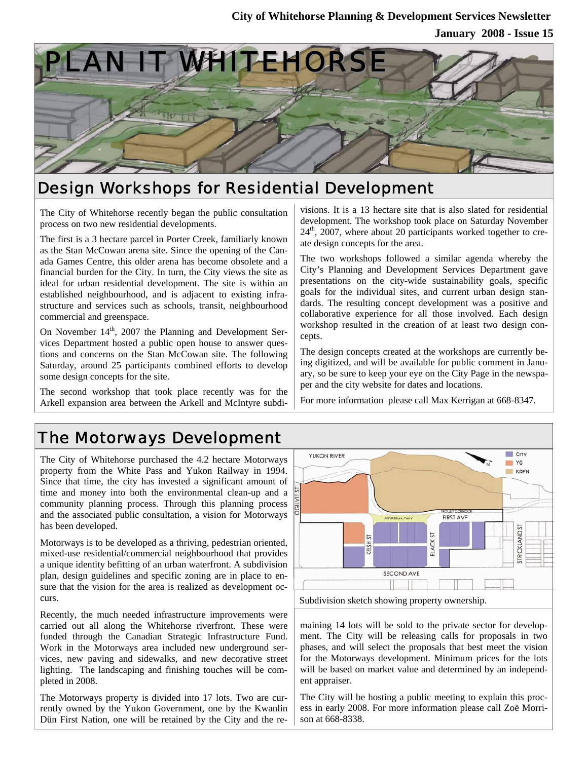**City of Whitehorse Planning & Development Services Newsletter**

**January 2008 - Issue 15**

# PLAN IT WHITEHORSE

## Design Workshops for Residential Development

The City of Whitehorse recently began the public consultation process on two new residential developments.

The first is a 3 hectare parcel in Porter Creek, familiarly known as the Stan McCowan arena site. Since the opening of the Canada Games Centre, this older arena has become obsolete and a financial burden for the City. In turn, the City views the site as ideal for urban residential development. The site is within an established neighbourhood, and is adjacent to existing infrastructure and services such as schools, transit, neighbourhood commercial and greenspace.

On November 14th, 2007 the Planning and Development Services Department hosted a public open house to answer questions and concerns on the Stan McCowan site. The following Saturday, around 25 participants combined efforts to develop some design concepts for the site.

The second workshop that took place recently was for the Arkell expansion area between the Arkell and McIntyre subdivisions. It is a 13 hectare site that is also slated for residential development. The workshop took place on Saturday November 24th, 2007, where about 20 participants worked together to create design concepts for the area.

The two workshops followed a similar agenda whereby the City's Planning and Development Services Department gave presentations on the city-wide sustainability goals, specific goals for the individual sites, and current urban design standards. The resulting concept development was a positive and collaborative experience for all those involved. Each design workshop resulted in the creation of at least two design concepts.

The design concepts created at the workshops are currently being digitized, and will be available for public comment in January, so be sure to keep your eye on the City Page in the newspaper and the city website for dates and locations.

For more information please call Max Kerrigan at 668-8347.

## The Motorways Development

The City of Whitehorse purchased the 4.2 hectare Motorways property from the White Pass and Yukon Railway in 1994. Since that time, the city has invested a significant amount of time and money into both the environmental clean-up and a community planning process. Through this planning process and the associated public consultation, a vision for Motorways has been developed.

Motorways is to be developed as a thriving, pedestrian oriented, mixed-use residential/commercial neighbourhood that provides a unique identity befitting of an urban waterfront. A subdivision plan, design guidelines and specific zoning are in place to ensure that the vision for the area is realized as development occurs.

Recently, the much needed infrastructure improvements were carried out all along the Whitehorse riverfront. These were funded through the Canadian Strategic Infrastructure Fund. Work in the Motorways area included new underground services, new paving and sidewalks, and new decorative street lighting. The landscaping and finishing touches will be completed in 2008.

The Motorways property is divided into 17 lots. Two are currently owned by the Yukon Government, one by the Kwanlin Dün First Nation, one will be retained by the City and the remaining 14 lots will be sold to the private sector for development. The City will be releasing calls for proposals in two phases, and will select the proposals that best meet the vision for the Motorways development. Minimum prices for the lots will be based on market value and determined by an independent appraiser.

YUKON RIVER
N
CITY
YG
KDFN
OGILVIE ST
TROLLEY CORRIDOR
PEDESTRIAN ONLY
FIRST AVE
KEISH ST
BLACK ST
STRICKLAND ST
SECOND AVE

Subdivision sketch showing property ownership.

The City will be hosting a public meeting to explain this process in early 2008. For more information please call Zoë Morrison at 668-8338.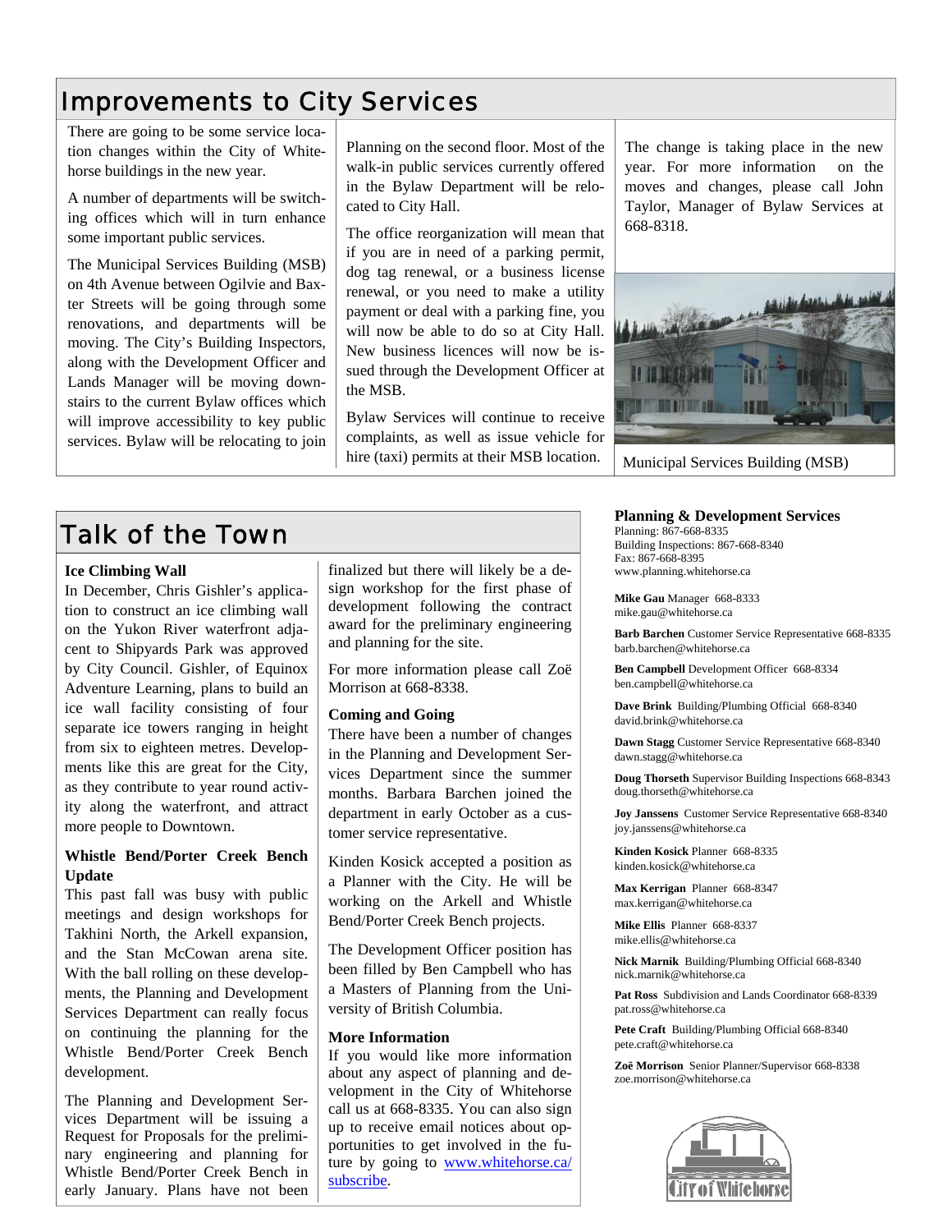## Improvements to City Services

There are going to be some service location changes within the City of Whitehorse buildings in the new year.

A number of departments will be switching offices which will in turn enhance some important public services.

The Municipal Services Building (MSB) on 4th Avenue between Ogilvie and Baxter Streets will be going through some renovations, and departments will be moving. The City's Building Inspectors, along with the Development Officer and Lands Manager will be moving downstairs to the current Bylaw offices which will improve accessibility to key public services. Bylaw will be relocating to join Planning on the second floor. Most of the walk-in public services currently offered in the Bylaw Department will be relocated to City Hall.

The office reorganization will mean that if you are in need of a parking permit, dog tag renewal, or a business license renewal, or you need to make a utility payment or deal with a parking fine, you will now be able to do so at City Hall. New business licences will now be issued through the Development Officer at the MSB.

Bylaw Services will continue to receive complaints, as well as issue vehicle for hire (taxi) permits at their MSB location.

The change is taking place in the new year. For more information on the moves and changes, please call John Taylor, Manager of Bylaw Services at 668-8318.

Municipal Services Building (MSB)

## Talk of the Town

**Ice Climbing Wall**

In December, Chris Gishler's application to construct an ice climbing wall on the Yukon River waterfront adjacent to Shipyards Park was approved by City Council. Gishler, of Equinox Adventure Learning, plans to build an ice wall facility consisting of four separate ice towers ranging in height from six to eighteen metres. Developments like this are great for the City, as they contribute to year round activity along the waterfront, and attract more people to Downtown.

**Whistle Bend/Porter Creek Bench Update**

This past fall was busy with public meetings and design workshops for Takhini North, the Arkell expansion, and the Stan McCowan arena site. With the ball rolling on these developments, the Planning and Development Services Department can really focus on continuing the planning for the Whistle Bend/Porter Creek Bench development.

The Planning and Development Services Department will be issuing a Request for Proposals for the preliminary engineering and planning for Whistle Bend/Porter Creek Bench in early January. Plans have not been finalized but there will likely be a design workshop for the first phase of development following the contract award for the preliminary engineering and planning for the site.

For more information please call Zoë Morrison at 668-8338.

**Coming and Going**

There have been a number of changes in the Planning and Development Services Department since the summer months. Barbara Barchen joined the department in early October as a customer service representative.

Kinden Kosick accepted a position as a Planner with the City. He will be working on the Arkell and Whistle Bend/Porter Creek Bench projects.

The Development Officer position has been filled by Ben Campbell who has a Masters of Planning from the University of British Columbia.

**More Information**

If you would like more information about any aspect of planning and development in the City of Whitehorse call us at 668-8335. You can also sign up to receive email notices about opportunities to get involved in the future by going to [www.whitehorse.ca/subscribe](www.whitehorse.ca/subscribe).

**Planning & Development Services**

Planning: 867-668-8335
Building Inspections: 867-668-8340
Fax: 867-668-8395
www.planning.whitehorse.ca

**Mike Gau** Manager 668-8333
mike.gau@whitehorse.ca

**Barb Barchen** Customer Service Representative 668-8335
barb.barchen@whitehorse.ca

**Ben Campbell** Development Officer 668-8334
ben.campbell@whitehorse.ca

**Dave Brink** Building/Plumbing Official 668-8340
david.brink@whitehorse.ca

**Dawn Stagg** Customer Service Representative 668-8340
dawn.stagg@whitehorse.ca

**Doug Thorseth** Supervisor Building Inspections 668-8343
doug.thorseth@whitehorse.ca

**Joy Janssens** Customer Service Representative 668-8340
joy.janssens@whitehorse.ca

**Kinden Kosick** Planner 668-8335
kinden.kosick@whitehorse.ca

**Max Kerrigan** Planner 668-8347
max.kerrigan@whitehorse.ca

**Mike Ellis** Planner 668-8337
mike.ellis@whitehorse.ca

**Nick Marnik** Building/Plumbing Official 668-8340
nick.marnik@whitehorse.ca

**Pat Ross** Subdivision and Lands Coordinator 668-8339
pat.ross@whitehorse.ca

**Pete Craft** Building/Plumbing Official 668-8340
pete.craft@whitehorse.ca

**Zoë Morrison** Senior Planner/Supervisor 668-8338
zoe.morrison@whitehorse.ca

City of Whitehorse